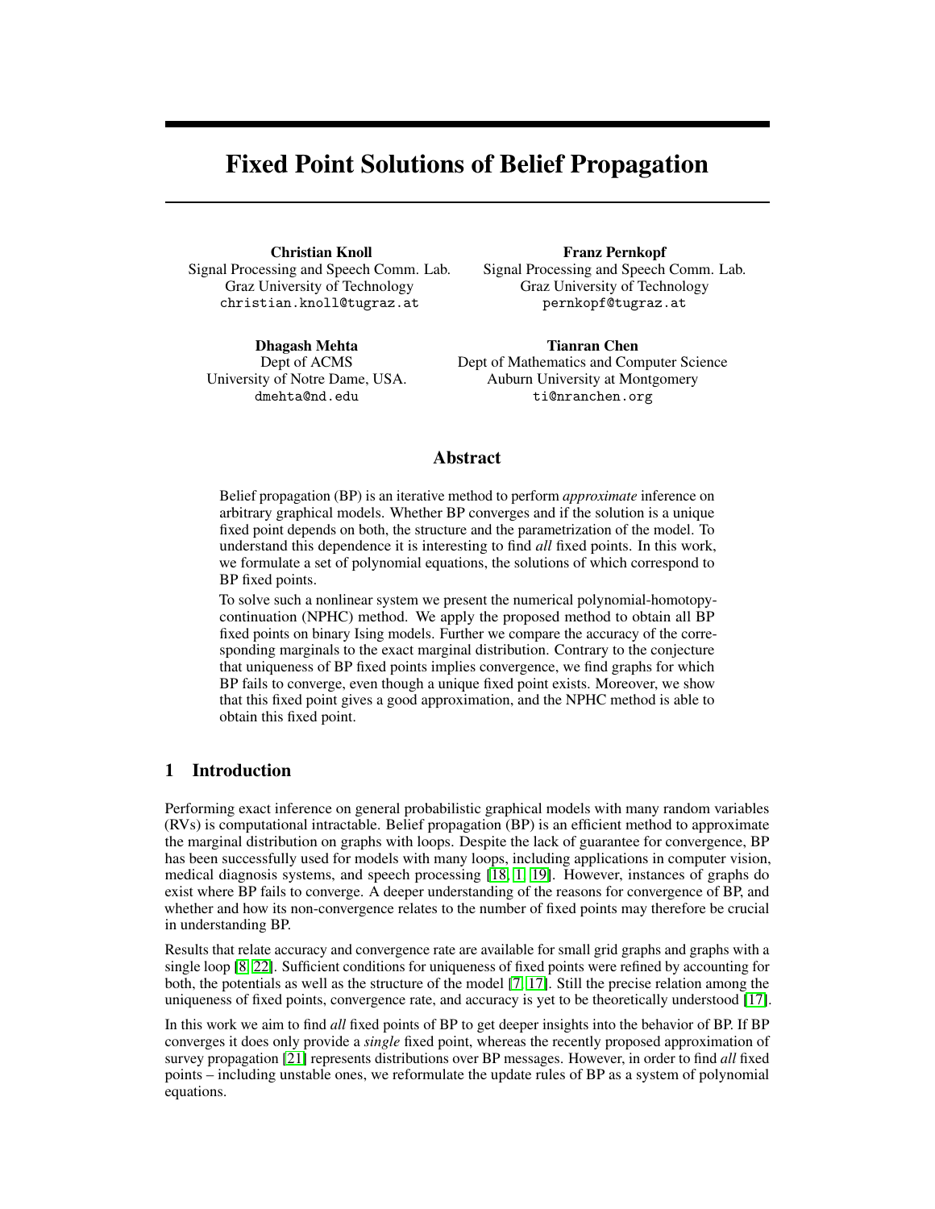# Fixed Point Solutions of Belief Propagation

**Christian Knoll**
Signal Processing and Speech Comm. Lab.
Graz University of Technology
christian.knoll@tugraz.at

**Franz Pernkopf**
Signal Processing and Speech Comm. Lab.
Graz University of Technology
pernkopf@tugraz.at

**Dhagash Mehta**
Dept of ACMS
University of Notre Dame, USA.
dmehta@nd.edu

**Tianran Chen**
Dept of Mathematics and Computer Science
Auburn University at Montgomery
ti@nranchen.org

## Abstract

Belief propagation (BP) is an iterative method to perform *approximate* inference on arbitrary graphical models. Whether BP converges and if the solution is a unique fixed point depends on both, the structure and the parametrization of the model. To understand this dependence it is interesting to find *all* fixed points. In this work, we formulate a set of polynomial equations, the solutions of which correspond to BP fixed points.

To solve such a nonlinear system we present the numerical polynomial-homotopy-continuation (NPHC) method. We apply the proposed method to obtain all BP fixed points on binary Ising models. Further we compare the accuracy of the corresponding marginals to the exact marginal distribution. Contrary to the conjecture that uniqueness of BP fixed points implies convergence, we find graphs for which BP fails to converge, even though a unique fixed point exists. Moreover, we show that this fixed point gives a good approximation, and the NPHC method is able to obtain this fixed point.

## 1 Introduction

Performing exact inference on general probabilistic graphical models with many random variables (RVs) is computational intractable. Belief propagation (BP) is an efficient method to approximate the marginal distribution on graphs with loops. Despite the lack of guarantee for convergence, BP has been successfully used for models with many loops, including applications in computer vision, medical diagnosis systems, and speech processing [18, 1, 19]. However, instances of graphs do exist where BP fails to converge. A deeper understanding of the reasons for convergence of BP, and whether and how its non-convergence relates to the number of fixed points may therefore be crucial in understanding BP.

Results that relate accuracy and convergence rate are available for small grid graphs and graphs with a single loop [8, 22]. Sufficient conditions for uniqueness of fixed points were refined by accounting for both, the potentials as well as the structure of the model [7, 17]. Still the precise relation among the uniqueness of fixed points, convergence rate, and accuracy is yet to be theoretically understood [17].

In this work we aim to find *all* fixed points of BP to get deeper insights into the behavior of BP. If BP converges it does only provide a *single* fixed point, whereas the recently proposed approximation of survey propagation [21] represents distributions over BP messages. However, in order to find *all* fixed points – including unstable ones, we reformulate the update rules of BP as a system of polynomial equations.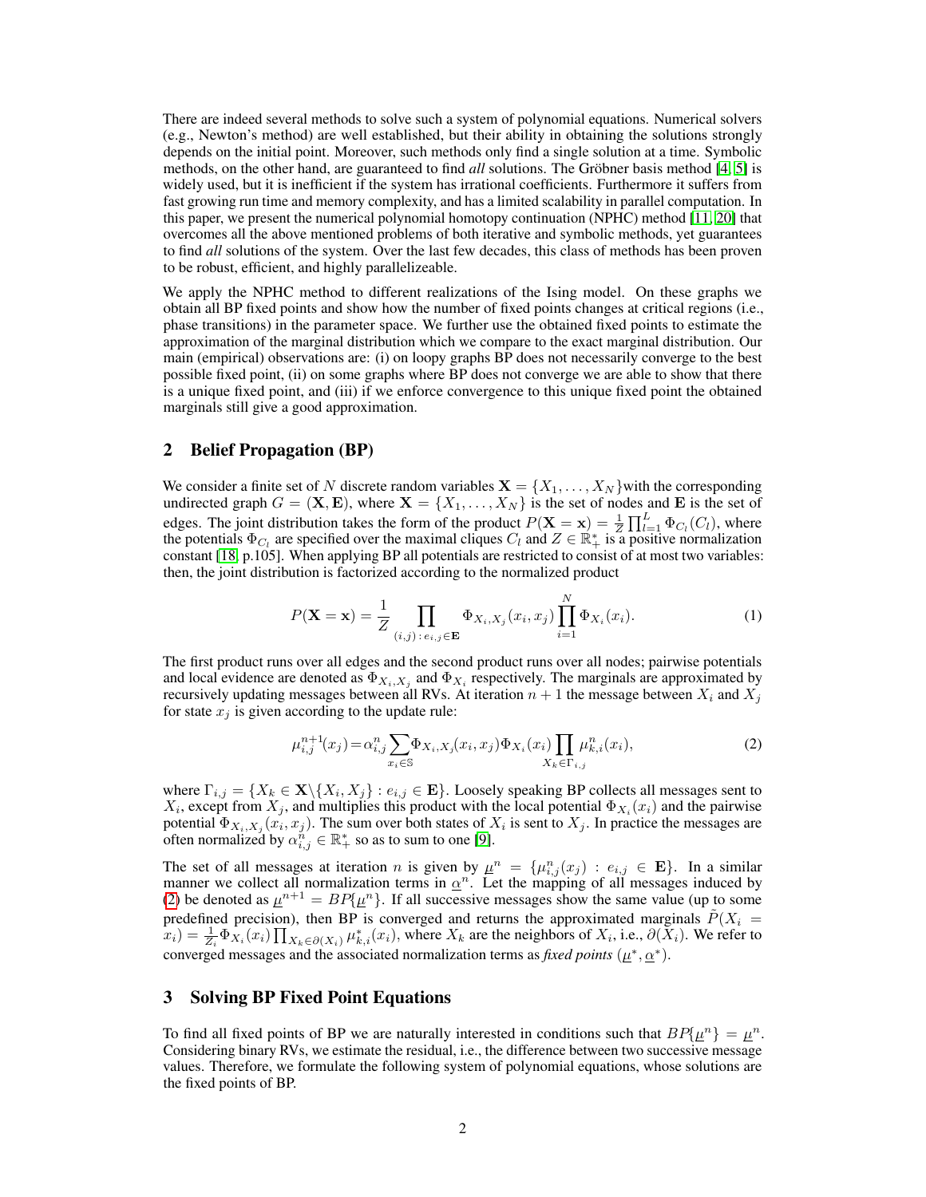There are indeed several methods to solve such a system of polynomial equations. Numerical solvers (e.g., Newton's method) are well established, but their ability in obtaining the solutions strongly depends on the initial point. Moreover, such methods only find a single solution at a time. Symbolic methods, on the other hand, are guaranteed to find *all* solutions. The Gröbner basis method [4, 5] is widely used, but it is inefficient if the system has irrational coefficients. Furthermore it suffers from fast growing run time and memory complexity, and has a limited scalability in parallel computation. In this paper, we present the numerical polynomial homotopy continuation (NPHC) method [11, 20] that overcomes all the above mentioned problems of both iterative and symbolic methods, yet guarantees to find *all* solutions of the system. Over the last few decades, this class of methods has been proven to be robust, efficient, and highly parallelizeable.

We apply the NPHC method to different realizations of the Ising model. On these graphs we obtain all BP fixed points and show how the number of fixed points changes at critical regions (i.e., phase transitions) in the parameter space. We further use the obtained fixed points to estimate the approximation of the marginal distribution which we compare to the exact marginal distribution. Our main (empirical) observations are: (i) on loopy graphs BP does not necessarily converge to the best possible fixed point, (ii) on some graphs where BP does not converge we are able to show that there is a unique fixed point, and (iii) if we enforce convergence to this unique fixed point the obtained marginals still give a good approximation.

## 2 Belief Propagation (BP)

We consider a finite set of $N$ discrete random variables $\mathbf{X} = \{X_1, \ldots, X_N\}$with the corresponding undirected graph $G = (\mathbf{X}, \mathbf{E})$, where $\mathbf{X} = \{X_1, \ldots, X_N\}$ is the set of nodes and $\mathbf{E}$ is the set of edges. The joint distribution takes the form of the product $P(\mathbf{X} = \mathbf{x}) = \frac{1}{Z}\prod_{l=1}^{L}\Phi_{C_l}(C_l)$, where the potentials $\Phi_{C_l}$ are specified over the maximal cliques $C_l$ and $Z \in \mathbb{R}^*_+$ is a positive normalization constant [18, p.105]. When applying BP all potentials are restricted to consist of at most two variables: then, the joint distribution is factorized according to the normalized product

$$P(\mathbf{X} = \mathbf{x}) = \frac{1}{Z}\prod_{(i,j)\,:\,e_{i,j}\in\mathbf{E}}\Phi_{X_i,X_j}(x_i, x_j)\prod_{i=1}^{N}\Phi_{X_i}(x_i). \tag{1}$$

The first product runs over all edges and the second product runs over all nodes; pairwise potentials and local evidence are denoted as $\Phi_{X_i,X_j}$ and $\Phi_{X_i}$ respectively. The marginals are approximated by recursively updating messages between all RVs. At iteration $n+1$ the message between $X_i$ and $X_j$ for state $x_j$ is given according to the update rule:

$$\mu^{n+1}_{i,j}(x_j) = \alpha^n_{i,j}\sum_{x_i\in\mathbb{S}}\Phi_{X_i,X_j}(x_i, x_j)\Phi_{X_i}(x_i)\prod_{X_k\in\Gamma_{i,j}}\mu^n_{k,i}(x_i), \tag{2}$$

where $\Gamma_{i,j} = \{X_k \in \mathbf{X}\backslash\{X_i, X_j\} : e_{i,j} \in \mathbf{E}\}$. Loosely speaking BP collects all messages sent to $X_i$, except from $X_j$, and multiplies this product with the local potential $\Phi_{X_i}(x_i)$ and the pairwise potential $\Phi_{X_i,X_j}(x_i, x_j)$. The sum over both states of $X_i$ is sent to $X_j$. In practice the messages are often normalized by $\alpha^n_{i,j} \in \mathbb{R}^*_+$ so as to sum to one [9].

The set of all messages at iteration $n$ is given by $\underline{\mu}^n = \{\mu^n_{i,j}(x_j) : e_{i,j} \in \mathbf{E}\}$. In a similar manner we collect all normalization terms in $\underline{\alpha}^n$. Let the mapping of all messages induced by (2) be denoted as $\underline{\mu}^{n+1} = BP\{\underline{\mu}^n\}$. If all successive messages show the same value (up to some predefined precision), then BP is converged and returns the approximated marginals $\tilde{P}(X_i = x_i) = \frac{1}{Z_i}\Phi_{X_i}(x_i)\prod_{X_k\in\partial(X_i)}\mu^*_{k,i}(x_i)$, where $X_k$ are the neighbors of $X_i$, i.e., $\partial(X_i)$. We refer to converged messages and the associated normalization terms as *fixed points* $(\underline{\mu}^*, \underline{\alpha}^*)$.

## 3 Solving BP Fixed Point Equations

To find all fixed points of BP we are naturally interested in conditions such that $BP\{\underline{\mu}^n\} = \underline{\mu}^n$. Considering binary RVs, we estimate the residual, i.e., the difference between two successive message values. Therefore, we formulate the following system of polynomial equations, whose solutions are the fixed points of BP.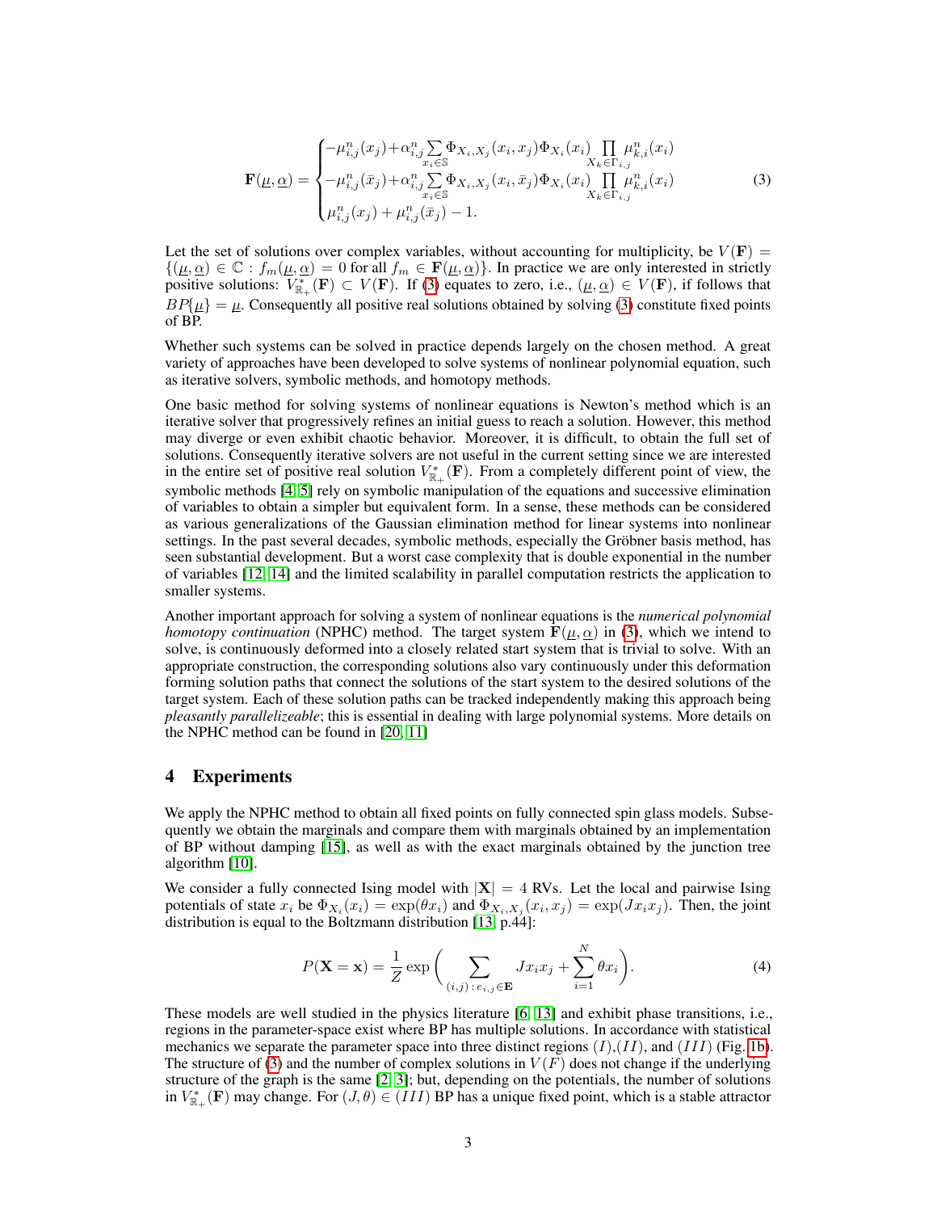$$
\mathbf{F}(\underline{\mu}, \underline{\alpha}) = \begin{cases} -\mu^n_{i,j}(x_j) + \alpha^n_{i,j} \sum\limits_{x_i \in \mathbb{S}} \Phi_{X_i,X_j}(x_i, x_j) \Phi_{X_i}(x_i) \prod\limits_{X_k \in \Gamma_{i,j}} \mu^n_{k,i}(x_i) \\ -\mu^n_{i,j}(\bar{x}_j) + \alpha^n_{i,j} \sum\limits_{x_i \in \mathbb{S}} \Phi_{X_i,X_j}(x_i, \bar{x}_j) \Phi_{X_i}(x_i) \prod\limits_{X_k \in \Gamma_{i,j}} \mu^n_{k,i}(x_i) \\ \mu^n_{i,j}(x_j) + \mu^n_{i,j}(\bar{x}_j) - 1. \end{cases} \tag{3}
$$

Let the set of solutions over complex variables, without accounting for multiplicity, be $V(\mathbf{F}) = \{(\underline{\mu}, \underline{\alpha}) \in \mathbb{C} : f_m(\underline{\mu}, \underline{\alpha}) = 0 \text{ for all } f_m \in \mathbf{F}(\underline{\mu}, \underline{\alpha})\}$. In practice we are only interested in strictly positive solutions: $V^*_{\mathbb{R}_+}(\mathbf{F}) \subset V(\mathbf{F})$. If (3) equates to zero, i.e., $(\underline{\mu}, \underline{\alpha}) \in V(\mathbf{F})$, if follows that $BP\{\underline{\mu}\} = \underline{\mu}$. Consequently all positive real solutions obtained by solving (3) constitute fixed points of BP.

Whether such systems can be solved in practice depends largely on the chosen method. A great variety of approaches have been developed to solve systems of nonlinear polynomial equation, such as iterative solvers, symbolic methods, and homotopy methods.

One basic method for solving systems of nonlinear equations is Newton's method which is an iterative solver that progressively refines an initial guess to reach a solution. However, this method may diverge or even exhibit chaotic behavior. Moreover, it is difficult, to obtain the full set of solutions. Consequently iterative solvers are not useful in the current setting since we are interested in the entire set of positive real solution $V^*_{\mathbb{R}_+}(\mathbf{F})$. From a completely different point of view, the symbolic methods [4, 5] rely on symbolic manipulation of the equations and successive elimination of variables to obtain a simpler but equivalent form. In a sense, these methods can be considered as various generalizations of the Gaussian elimination method for linear systems into nonlinear settings. In the past several decades, symbolic methods, especially the Gröbner basis method, has seen substantial development. But a worst case complexity that is double exponential in the number of variables [12, 14] and the limited scalability in parallel computation restricts the application to smaller systems.

Another important approach for solving a system of nonlinear equations is the *numerical polynomial homotopy continuation* (NPHC) method. The target system $\mathbf{F}(\underline{\mu}, \underline{\alpha})$ in (3), which we intend to solve, is continuously deformed into a closely related start system that is trivial to solve. With an appropriate construction, the corresponding solutions also vary continuously under this deformation forming solution paths that connect the solutions of the start system to the desired solutions of the target system. Each of these solution paths can be tracked independently making this approach being *pleasantly parallelizeable*; this is essential in dealing with large polynomial systems. More details on the NPHC method can be found in [20, 11]

# 4 Experiments

We apply the NPHC method to obtain all fixed points on fully connected spin glass models. Subsequently we obtain the marginals and compare them with marginals obtained by an implementation of BP without damping [15], as well as with the exact marginals obtained by the junction tree algorithm [10].

We consider a fully connected Ising model with $|\mathbf{X}| = 4$ RVs. Let the local and pairwise Ising potentials of state $x_i$ be $\Phi_{X_i}(x_i) = \exp(\theta x_i)$ and $\Phi_{X_i,X_j}(x_i, x_j) = \exp(J x_i x_j)$. Then, the joint distribution is equal to the Boltzmann distribution [13, p.44]:

$$
P(\mathbf{X} = \mathbf{x}) = \frac{1}{Z} \exp\left( \sum_{(i,j)\,:\,e_{i,j} \in \mathbf{E}} J x_i x_j + \sum_{i=1}^{N} \theta x_i \right). \tag{4}
$$

These models are well studied in the physics literature [6, 13] and exhibit phase transitions, i.e., regions in the parameter-space exist where BP has multiple solutions. In accordance with statistical mechanics we separate the parameter space into three distinct regions $(I)$,$(II)$, and $(III)$ (Fig. 1b). The structure of (3) and the number of complex solutions in $V(F)$ does not change if the underlying structure of the graph is the same [2, 3]; but, depending on the potentials, the number of solutions in $V^*_{\mathbb{R}_+}(\mathbf{F})$ may change. For $(J, \theta) \in (III)$ BP has a unique fixed point, which is a stable attractor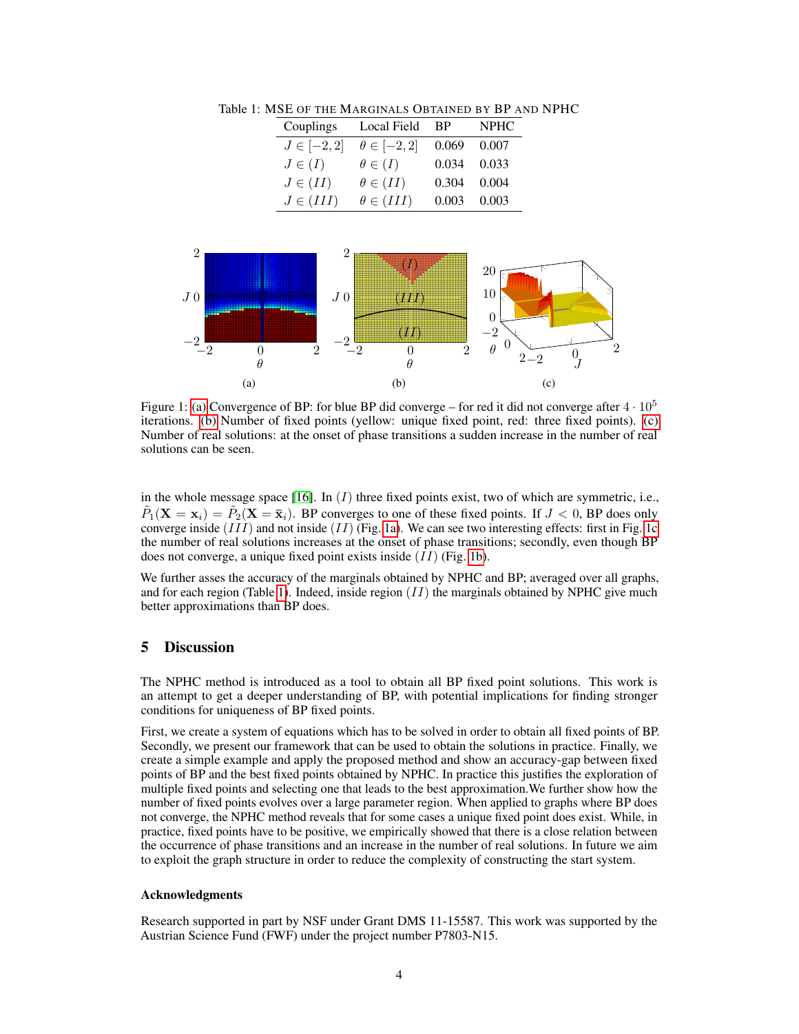Table 1: MSE OF THE MARGINALS OBTAINED BY BP AND NPHC

| Couplings | Local Field | BP | NPHC |
|---|---|---|---|
| $J \in [-2, 2]$ | $\theta \in [-2, 2]$ | 0.069 | 0.007 |
| $J \in (I)$ | $\theta \in (I)$ | 0.034 | 0.033 |
| $J \in (II)$ | $\theta \in (II)$ | 0.304 | 0.004 |
| $J \in (III)$ | $\theta \in (III)$ | 0.003 | 0.003 |

Figure 1: (a) Convergence of BP: for blue BP did converge – for red it did not converge after $4 \cdot 10^5$ iterations. (b) Number of fixed points (yellow: unique fixed point, red: three fixed points). (c) Number of real solutions: at the onset of phase transitions a sudden increase in the number of real solutions can be seen.

in the whole message space [16]. In $(I)$ three fixed points exist, two of which are symmetric, i.e., $\tilde{P}_1(\mathbf{X} = \mathbf{x}_i) = \tilde{P}_2(\mathbf{X} = \bar{\mathbf{x}}_i)$. BP converges to one of these fixed points. If $J < 0$, BP does only converge inside $(III)$ and not inside $(II)$ (Fig. 1a). We can see two interesting effects: first in Fig. 1c the number of real solutions increases at the onset of phase transitions; secondly, even though BP does not converge, a unique fixed point exists inside $(II)$ (Fig. 1b).

We further asses the accuracy of the marginals obtained by NPHC and BP; averaged over all graphs, and for each region (Table 1). Indeed, inside region $(II)$ the marginals obtained by NPHC give much better approximations than BP does.

## 5 Discussion

The NPHC method is introduced as a tool to obtain all BP fixed point solutions. This work is an attempt to get a deeper understanding of BP, with potential implications for finding stronger conditions for uniqueness of BP fixed points.

First, we create a system of equations which has to be solved in order to obtain all fixed points of BP. Secondly, we present our framework that can be used to obtain the solutions in practice. Finally, we create a simple example and apply the proposed method and show an accuracy-gap between fixed points of BP and the best fixed points obtained by NPHC. In practice this justifies the exploration of multiple fixed points and selecting one that leads to the best approximation.We further show how the number of fixed points evolves over a large parameter region. When applied to graphs where BP does not converge, the NPHC method reveals that for some cases a unique fixed point does exist. While, in practice, fixed points have to be positive, we empirically showed that there is a close relation between the occurrence of phase transitions and an increase in the number of real solutions. In future we aim to exploit the graph structure in order to reduce the complexity of constructing the start system.

### Acknowledgments

Research supported in part by NSF under Grant DMS 11-15587. This work was supported by the Austrian Science Fund (FWF) under the project number P7803-N15.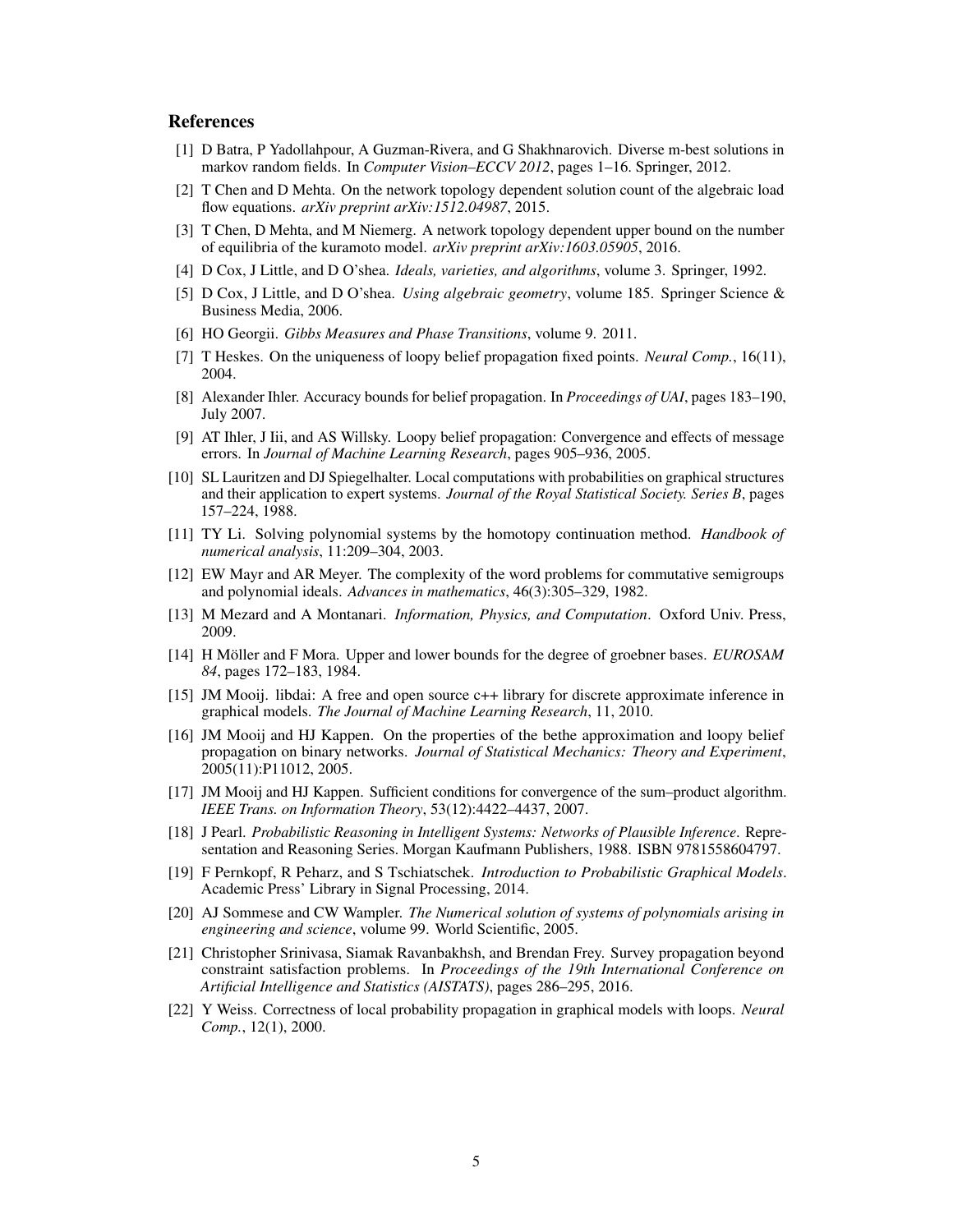## References

[1] D Batra, P Yadollahpour, A Guzman-Rivera, and G Shakhnarovich. Diverse m-best solutions in markov random fields. In *Computer Vision–ECCV 2012*, pages 1–16. Springer, 2012.

[2] T Chen and D Mehta. On the network topology dependent solution count of the algebraic load flow equations. *arXiv preprint arXiv:1512.04987*, 2015.

[3] T Chen, D Mehta, and M Niemerg. A network topology dependent upper bound on the number of equilibria of the kuramoto model. *arXiv preprint arXiv:1603.05905*, 2016.

[4] D Cox, J Little, and D O'shea. *Ideals, varieties, and algorithms*, volume 3. Springer, 1992.

[5] D Cox, J Little, and D O'shea. *Using algebraic geometry*, volume 185. Springer Science & Business Media, 2006.

[6] HO Georgii. *Gibbs Measures and Phase Transitions*, volume 9. 2011.

[7] T Heskes. On the uniqueness of loopy belief propagation fixed points. *Neural Comp.*, 16(11), 2004.

[8] Alexander Ihler. Accuracy bounds for belief propagation. In *Proceedings of UAI*, pages 183–190, July 2007.

[9] AT Ihler, J Iii, and AS Willsky. Loopy belief propagation: Convergence and effects of message errors. In *Journal of Machine Learning Research*, pages 905–936, 2005.

[10] SL Lauritzen and DJ Spiegelhalter. Local computations with probabilities on graphical structures and their application to expert systems. *Journal of the Royal Statistical Society. Series B*, pages 157–224, 1988.

[11] TY Li. Solving polynomial systems by the homotopy continuation method. *Handbook of numerical analysis*, 11:209–304, 2003.

[12] EW Mayr and AR Meyer. The complexity of the word problems for commutative semigroups and polynomial ideals. *Advances in mathematics*, 46(3):305–329, 1982.

[13] M Mezard and A Montanari. *Information, Physics, and Computation*. Oxford Univ. Press, 2009.

[14] H Möller and F Mora. Upper and lower bounds for the degree of groebner bases. *EUROSAM 84*, pages 172–183, 1984.

[15] JM Mooij. libdai: A free and open source c++ library for discrete approximate inference in graphical models. *The Journal of Machine Learning Research*, 11, 2010.

[16] JM Mooij and HJ Kappen. On the properties of the bethe approximation and loopy belief propagation on binary networks. *Journal of Statistical Mechanics: Theory and Experiment*, 2005(11):P11012, 2005.

[17] JM Mooij and HJ Kappen. Sufficient conditions for convergence of the sum–product algorithm. *IEEE Trans. on Information Theory*, 53(12):4422–4437, 2007.

[18] J Pearl. *Probabilistic Reasoning in Intelligent Systems: Networks of Plausible Inference*. Representation and Reasoning Series. Morgan Kaufmann Publishers, 1988. ISBN 9781558604797.

[19] F Pernkopf, R Peharz, and S Tschiatschek. *Introduction to Probabilistic Graphical Models*. Academic Press' Library in Signal Processing, 2014.

[20] AJ Sommese and CW Wampler. *The Numerical solution of systems of polynomials arising in engineering and science*, volume 99. World Scientific, 2005.

[21] Christopher Srinivasa, Siamak Ravanbakhsh, and Brendan Frey. Survey propagation beyond constraint satisfaction problems. In *Proceedings of the 19th International Conference on Artificial Intelligence and Statistics (AISTATS)*, pages 286–295, 2016.

[22] Y Weiss. Correctness of local probability propagation in graphical models with loops. *Neural Comp.*, 12(1), 2000.